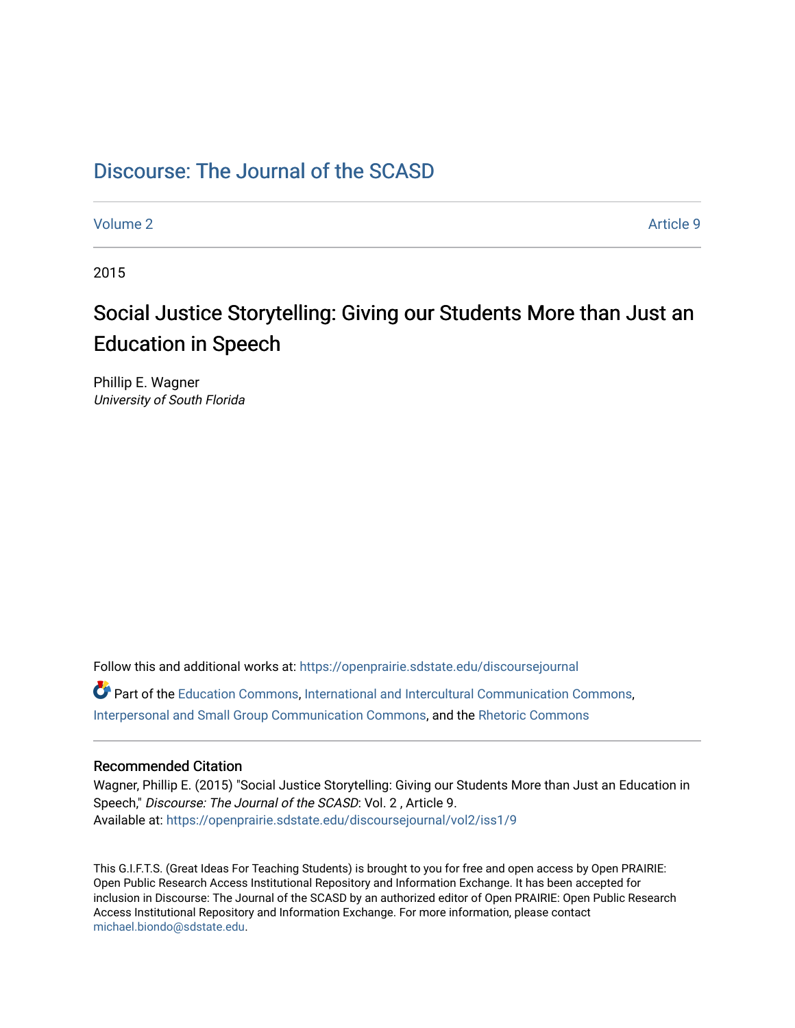# Discourse: The Journal of the SCASD

Volume 2 Article 9

2015

## Social Justice Storytelling: Giving our Students More than Just an Education in Speech

Phillip E. Wagner
*University of South Florida*

Follow this and additional works at: https://openprairie.sdstate.edu/discoursejournal

Part of the Education Commons, International and Intercultural Communication Commons, Interpersonal and Small Group Communication Commons, and the Rhetoric Commons

### Recommended Citation

Wagner, Phillip E. (2015) "Social Justice Storytelling: Giving our Students More than Just an Education in Speech," *Discourse: The Journal of the SCASD*: Vol. 2 , Article 9.
Available at: https://openprairie.sdstate.edu/discoursejournal/vol2/iss1/9

This G.I.F.T.S. (Great Ideas For Teaching Students) is brought to you for free and open access by Open PRAIRIE: Open Public Research Access Institutional Repository and Information Exchange. It has been accepted for inclusion in Discourse: The Journal of the SCASD by an authorized editor of Open PRAIRIE: Open Public Research Access Institutional Repository and Information Exchange. For more information, please contact michael.biondo@sdstate.edu.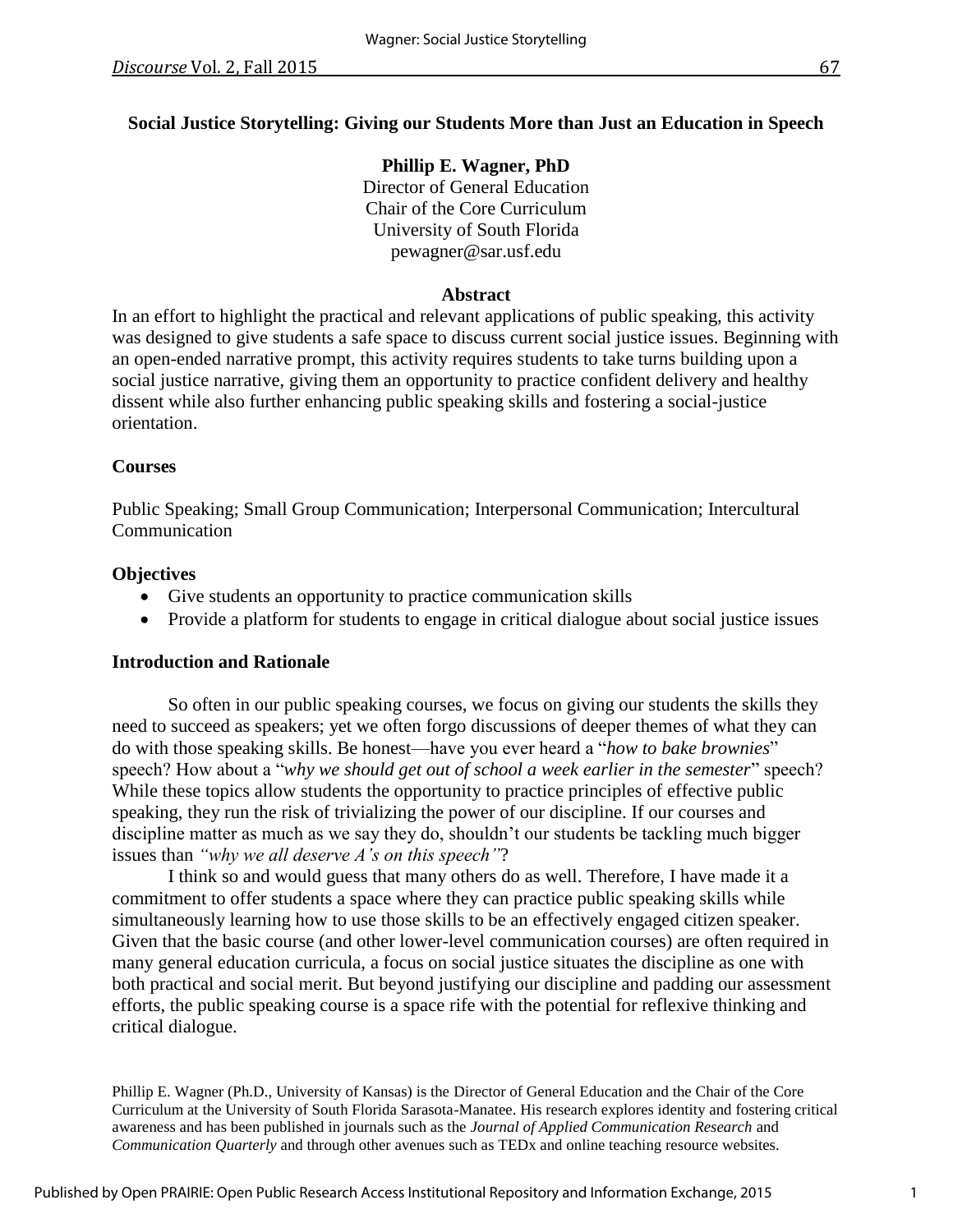**Social Justice Storytelling: Giving our Students More than Just an Education in Speech**

**Phillip E. Wagner, PhD**
Director of General Education
Chair of the Core Curriculum
University of South Florida
pewagner@sar.usf.edu

**Abstract**

In an effort to highlight the practical and relevant applications of public speaking, this activity was designed to give students a safe space to discuss current social justice issues. Beginning with an open-ended narrative prompt, this activity requires students to take turns building upon a social justice narrative, giving them an opportunity to practice confident delivery and healthy dissent while also further enhancing public speaking skills and fostering a social-justice orientation.

**Courses**

Public Speaking; Small Group Communication; Interpersonal Communication; Intercultural Communication

**Objectives**

- Give students an opportunity to practice communication skills
- Provide a platform for students to engage in critical dialogue about social justice issues

**Introduction and Rationale**

So often in our public speaking courses, we focus on giving our students the skills they need to succeed as speakers; yet we often forgo discussions of deeper themes of what they can do with those speaking skills. Be honest—have you ever heard a "*how to bake brownies*" speech? How about a "*why we should get out of school a week earlier in the semester*" speech? While these topics allow students the opportunity to practice principles of effective public speaking, they run the risk of trivializing the power of our discipline. If our courses and discipline matter as much as we say they do, shouldn't our students be tackling much bigger issues than *"why we all deserve A's on this speech"*?

I think so and would guess that many others do as well. Therefore, I have made it a commitment to offer students a space where they can practice public speaking skills while simultaneously learning how to use those skills to be an effectively engaged citizen speaker. Given that the basic course (and other lower-level communication courses) are often required in many general education curricula, a focus on social justice situates the discipline as one with both practical and social merit. But beyond justifying our discipline and padding our assessment efforts, the public speaking course is a space rife with the potential for reflexive thinking and critical dialogue.

Phillip E. Wagner (Ph.D., University of Kansas) is the Director of General Education and the Chair of the Core Curriculum at the University of South Florida Sarasota-Manatee. His research explores identity and fostering critical awareness and has been published in journals such as the *Journal of Applied Communication Research* and *Communication Quarterly* and through other avenues such as TEDx and online teaching resource websites.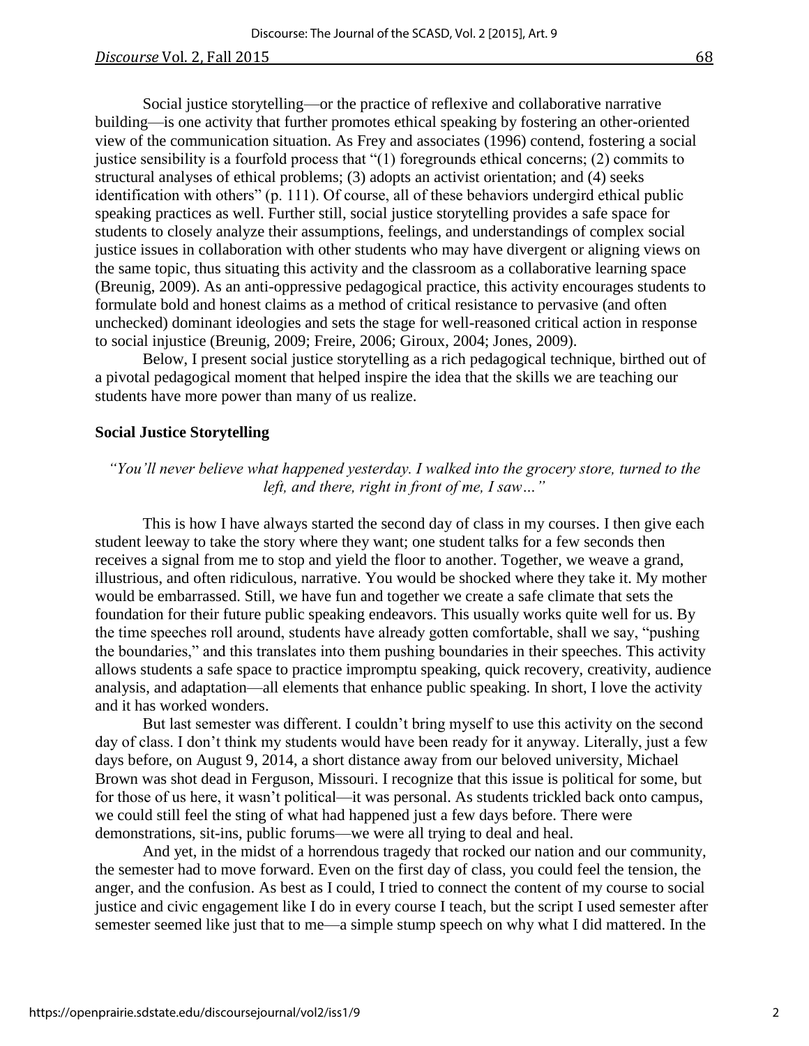Social justice storytelling—or the practice of reflexive and collaborative narrative building—is one activity that further promotes ethical speaking by fostering an other-oriented view of the communication situation. As Frey and associates (1996) contend, fostering a social justice sensibility is a fourfold process that "(1) foregrounds ethical concerns; (2) commits to structural analyses of ethical problems; (3) adopts an activist orientation; and (4) seeks identification with others" (p. 111). Of course, all of these behaviors undergird ethical public speaking practices as well. Further still, social justice storytelling provides a safe space for students to closely analyze their assumptions, feelings, and understandings of complex social justice issues in collaboration with other students who may have divergent or aligning views on the same topic, thus situating this activity and the classroom as a collaborative learning space (Breunig, 2009). As an anti-oppressive pedagogical practice, this activity encourages students to formulate bold and honest claims as a method of critical resistance to pervasive (and often unchecked) dominant ideologies and sets the stage for well-reasoned critical action in response to social injustice (Breunig, 2009; Freire, 2006; Giroux, 2004; Jones, 2009).

Below, I present social justice storytelling as a rich pedagogical technique, birthed out of a pivotal pedagogical moment that helped inspire the idea that the skills we are teaching our students have more power than many of us realize.

## Social Justice Storytelling

*"You'll never believe what happened yesterday. I walked into the grocery store, turned to the left, and there, right in front of me, I saw…"*

This is how I have always started the second day of class in my courses. I then give each student leeway to take the story where they want; one student talks for a few seconds then receives a signal from me to stop and yield the floor to another. Together, we weave a grand, illustrious, and often ridiculous, narrative. You would be shocked where they take it. My mother would be embarrassed. Still, we have fun and together we create a safe climate that sets the foundation for their future public speaking endeavors. This usually works quite well for us. By the time speeches roll around, students have already gotten comfortable, shall we say, "pushing the boundaries," and this translates into them pushing boundaries in their speeches. This activity allows students a safe space to practice impromptu speaking, quick recovery, creativity, audience analysis, and adaptation—all elements that enhance public speaking. In short, I love the activity and it has worked wonders.

But last semester was different. I couldn't bring myself to use this activity on the second day of class. I don't think my students would have been ready for it anyway. Literally, just a few days before, on August 9, 2014, a short distance away from our beloved university, Michael Brown was shot dead in Ferguson, Missouri. I recognize that this issue is political for some, but for those of us here, it wasn't political—it was personal. As students trickled back onto campus, we could still feel the sting of what had happened just a few days before. There were demonstrations, sit-ins, public forums—we were all trying to deal and heal.

And yet, in the midst of a horrendous tragedy that rocked our nation and our community, the semester had to move forward. Even on the first day of class, you could feel the tension, the anger, and the confusion. As best as I could, I tried to connect the content of my course to social justice and civic engagement like I do in every course I teach, but the script I used semester after semester seemed like just that to me—a simple stump speech on why what I did mattered. In the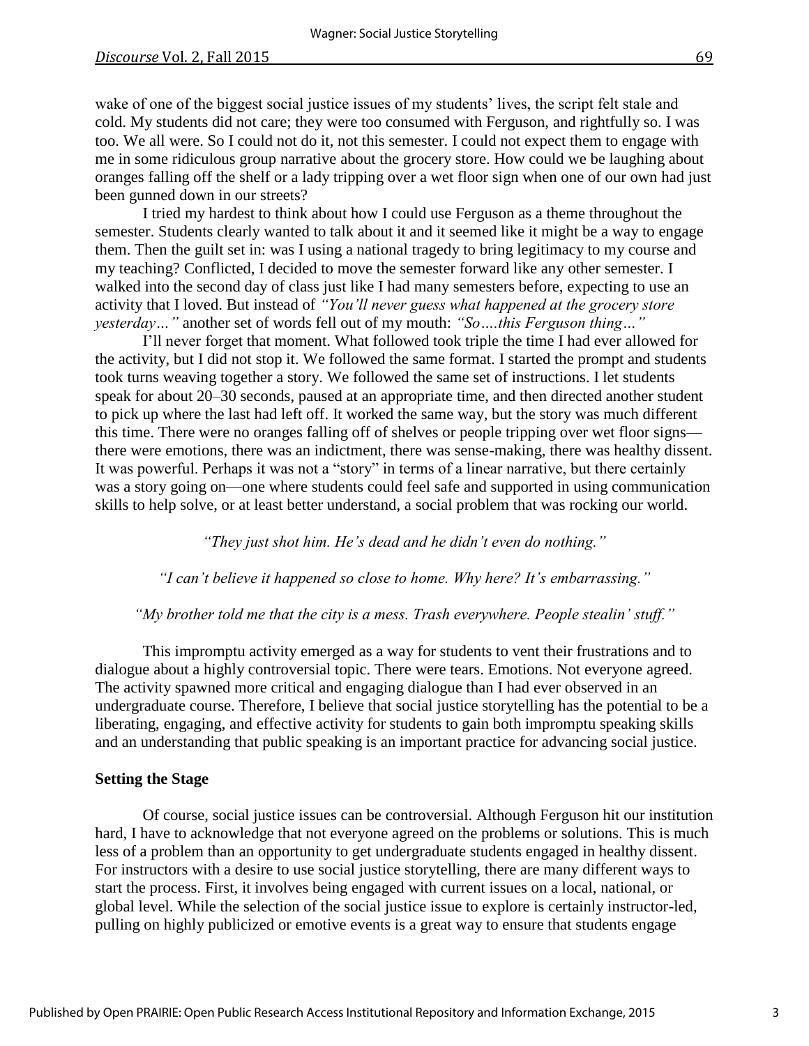wake of one of the biggest social justice issues of my students' lives, the script felt stale and cold. My students did not care; they were too consumed with Ferguson, and rightfully so. I was too. We all were. So I could not do it, not this semester. I could not expect them to engage with me in some ridiculous group narrative about the grocery store. How could we be laughing about oranges falling off the shelf or a lady tripping over a wet floor sign when one of our own had just been gunned down in our streets?

I tried my hardest to think about how I could use Ferguson as a theme throughout the semester. Students clearly wanted to talk about it and it seemed like it might be a way to engage them. Then the guilt set in: was I using a national tragedy to bring legitimacy to my course and my teaching? Conflicted, I decided to move the semester forward like any other semester. I walked into the second day of class just like I had many semesters before, expecting to use an activity that I loved. But instead of *"You'll never guess what happened at the grocery store yesterday…"* another set of words fell out of my mouth: *"So….this Ferguson thing…"*

I'll never forget that moment. What followed took triple the time I had ever allowed for the activity, but I did not stop it. We followed the same format. I started the prompt and students took turns weaving together a story. We followed the same set of instructions. I let students speak for about 20–30 seconds, paused at an appropriate time, and then directed another student to pick up where the last had left off. It worked the same way, but the story was much different this time. There were no oranges falling off of shelves or people tripping over wet floor signs—there were emotions, there was an indictment, there was sense-making, there was healthy dissent. It was powerful. Perhaps it was not a "story" in terms of a linear narrative, but there certainly was a story going on—one where students could feel safe and supported in using communication skills to help solve, or at least better understand, a social problem that was rocking our world.

*"They just shot him. He's dead and he didn't even do nothing."*

*"I can't believe it happened so close to home. Why here? It's embarrassing."*

*"My brother told me that the city is a mess. Trash everywhere. People stealin' stuff."*

This impromptu activity emerged as a way for students to vent their frustrations and to dialogue about a highly controversial topic. There were tears. Emotions. Not everyone agreed. The activity spawned more critical and engaging dialogue than I had ever observed in an undergraduate course. Therefore, I believe that social justice storytelling has the potential to be a liberating, engaging, and effective activity for students to gain both impromptu speaking skills and an understanding that public speaking is an important practice for advancing social justice.

**Setting the Stage**

Of course, social justice issues can be controversial. Although Ferguson hit our institution hard, I have to acknowledge that not everyone agreed on the problems or solutions. This is much less of a problem than an opportunity to get undergraduate students engaged in healthy dissent. For instructors with a desire to use social justice storytelling, there are many different ways to start the process. First, it involves being engaged with current issues on a local, national, or global level. While the selection of the social justice issue to explore is certainly instructor-led, pulling on highly publicized or emotive events is a great way to ensure that students engage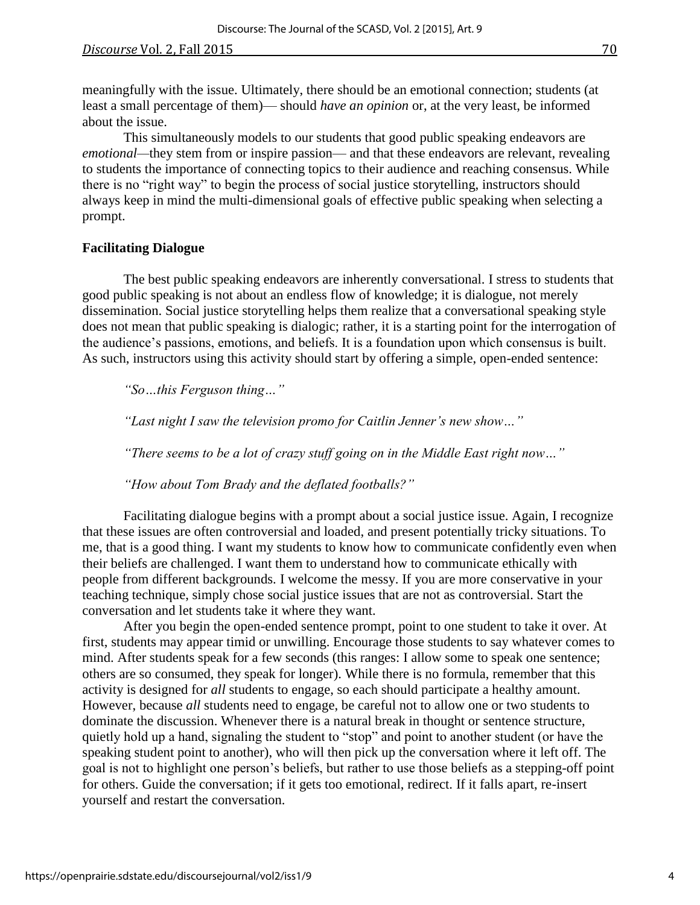meaningfully with the issue. Ultimately, there should be an emotional connection; students (at least a small percentage of them)— should *have an opinion* or, at the very least, be informed about the issue.

This simultaneously models to our students that good public speaking endeavors are *emotional*—they stem from or inspire passion— and that these endeavors are relevant, revealing to students the importance of connecting topics to their audience and reaching consensus. While there is no "right way" to begin the process of social justice storytelling, instructors should always keep in mind the multi-dimensional goals of effective public speaking when selecting a prompt.

**Facilitating Dialogue**

The best public speaking endeavors are inherently conversational. I stress to students that good public speaking is not about an endless flow of knowledge; it is dialogue, not merely dissemination. Social justice storytelling helps them realize that a conversational speaking style does not mean that public speaking is dialogic; rather, it is a starting point for the interrogation of the audience's passions, emotions, and beliefs. It is a foundation upon which consensus is built. As such, instructors using this activity should start by offering a simple, open-ended sentence:

*"So…this Ferguson thing…"*

*"Last night I saw the television promo for Caitlin Jenner's new show…"*

*"There seems to be a lot of crazy stuff going on in the Middle East right now…"*

*"How about Tom Brady and the deflated footballs?"*

Facilitating dialogue begins with a prompt about a social justice issue. Again, I recognize that these issues are often controversial and loaded, and present potentially tricky situations. To me, that is a good thing. I want my students to know how to communicate confidently even when their beliefs are challenged. I want them to understand how to communicate ethically with people from different backgrounds. I welcome the messy. If you are more conservative in your teaching technique, simply chose social justice issues that are not as controversial. Start the conversation and let students take it where they want.

After you begin the open-ended sentence prompt, point to one student to take it over. At first, students may appear timid or unwilling. Encourage those students to say whatever comes to mind. After students speak for a few seconds (this ranges: I allow some to speak one sentence; others are so consumed, they speak for longer). While there is no formula, remember that this activity is designed for *all* students to engage, so each should participate a healthy amount. However, because *all* students need to engage, be careful not to allow one or two students to dominate the discussion. Whenever there is a natural break in thought or sentence structure, quietly hold up a hand, signaling the student to "stop" and point to another student (or have the speaking student point to another), who will then pick up the conversation where it left off. The goal is not to highlight one person's beliefs, but rather to use those beliefs as a stepping-off point for others. Guide the conversation; if it gets too emotional, redirect. If it falls apart, re-insert yourself and restart the conversation.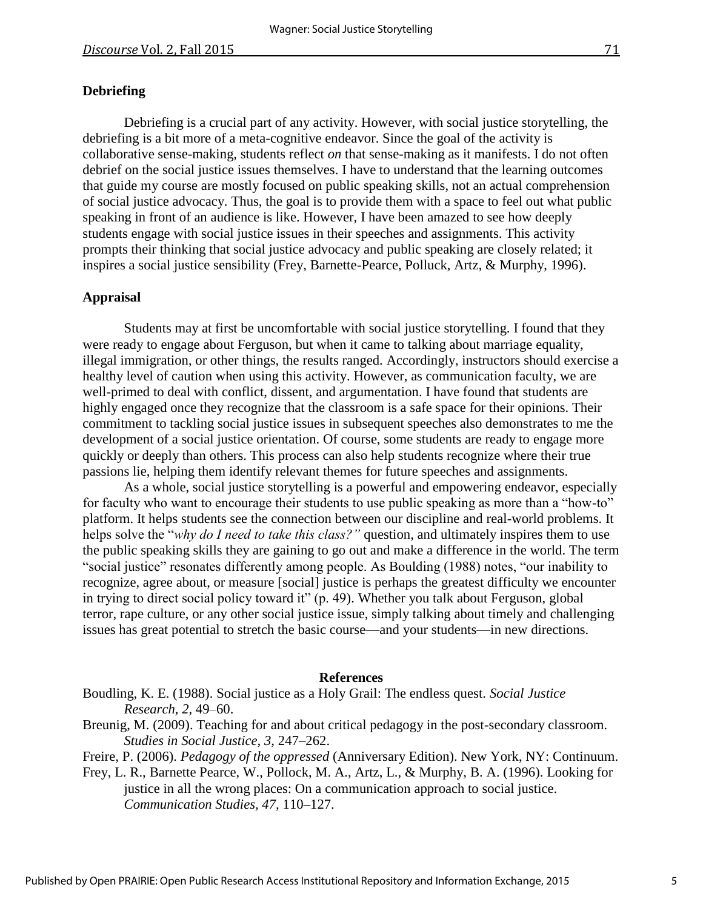## Debriefing

Debriefing is a crucial part of any activity. However, with social justice storytelling, the debriefing is a bit more of a meta-cognitive endeavor. Since the goal of the activity is collaborative sense-making, students reflect *on* that sense-making as it manifests. I do not often debrief on the social justice issues themselves. I have to understand that the learning outcomes that guide my course are mostly focused on public speaking skills, not an actual comprehension of social justice advocacy. Thus, the goal is to provide them with a space to feel out what public speaking in front of an audience is like. However, I have been amazed to see how deeply students engage with social justice issues in their speeches and assignments. This activity prompts their thinking that social justice advocacy and public speaking are closely related; it inspires a social justice sensibility (Frey, Barnette-Pearce, Polluck, Artz, & Murphy, 1996).

## Appraisal

Students may at first be uncomfortable with social justice storytelling. I found that they were ready to engage about Ferguson, but when it came to talking about marriage equality, illegal immigration, or other things, the results ranged. Accordingly, instructors should exercise a healthy level of caution when using this activity. However, as communication faculty, we are well-primed to deal with conflict, dissent, and argumentation. I have found that students are highly engaged once they recognize that the classroom is a safe space for their opinions. Their commitment to tackling social justice issues in subsequent speeches also demonstrates to me the development of a social justice orientation. Of course, some students are ready to engage more quickly or deeply than others. This process can also help students recognize where their true passions lie, helping them identify relevant themes for future speeches and assignments.

As a whole, social justice storytelling is a powerful and empowering endeavor, especially for faculty who want to encourage their students to use public speaking as more than a "how-to" platform. It helps students see the connection between our discipline and real-world problems. It helps solve the "*why do I need to take this class?"* question, and ultimately inspires them to use the public speaking skills they are gaining to go out and make a difference in the world. The term "social justice" resonates differently among people. As Boulding (1988) notes, "our inability to recognize, agree about, or measure [social] justice is perhaps the greatest difficulty we encounter in trying to direct social policy toward it" (p. 49). Whether you talk about Ferguson, global terror, rape culture, or any other social justice issue, simply talking about timely and challenging issues has great potential to stretch the basic course—and your students—in new directions.

## References

Boudling, K. E. (1988). Social justice as a Holy Grail: The endless quest. *Social Justice Research*, *2*, 49–60.

Breunig, M. (2009). Teaching for and about critical pedagogy in the post-secondary classroom. *Studies in Social Justice*, *3*, 247–262.

Freire, P. (2006). *Pedagogy of the oppressed* (Anniversary Edition). New York, NY: Continuum.

Frey, L. R., Barnette Pearce, W., Pollock, M. A., Artz, L., & Murphy, B. A. (1996). Looking for justice in all the wrong places: On a communication approach to social justice. *Communication Studies*, *47*, 110–127.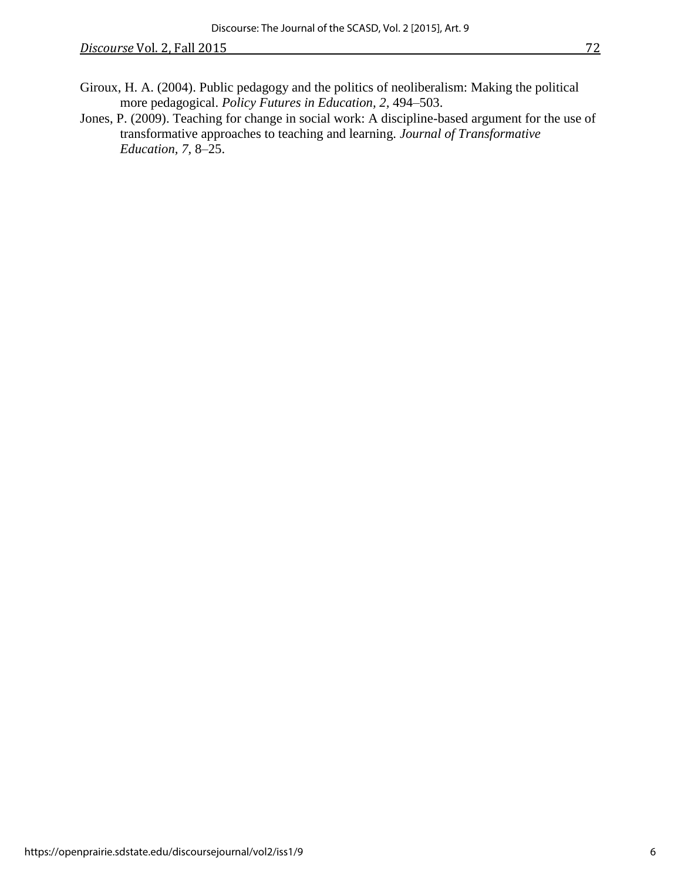Giroux, H. A. (2004). Public pedagogy and the politics of neoliberalism: Making the political more pedagogical. *Policy Futures in Education*, *2*, 494–503.

Jones, P. (2009). Teaching for change in social work: A discipline-based argument for the use of transformative approaches to teaching and learning. *Journal of Transformative Education*, *7*, 8–25.